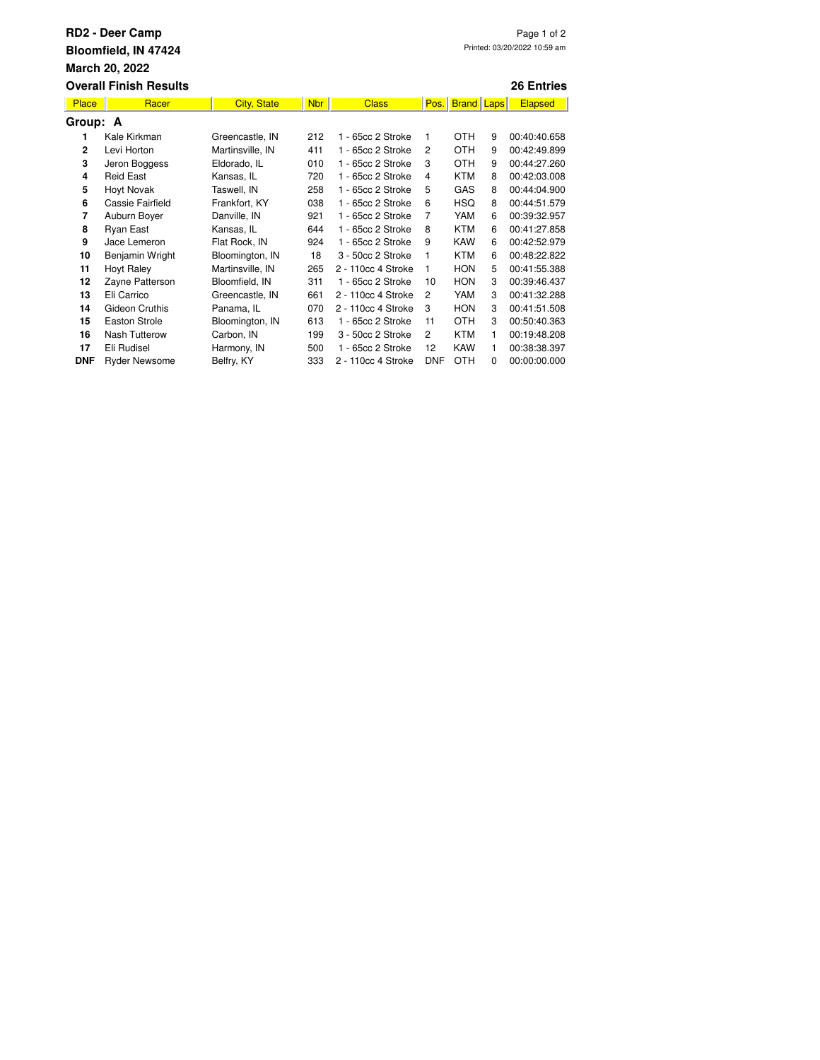# RD2 - Deer Camp

**Bloomfield, IN 47424**

**March 20, 2022**

Printed: 03/20/2022 10:59 am

**Overall Finish Results** — **26 Entries**

**Group: A**

| Place | Racer | City, State | Nbr | Class | Pos. | Brand | Laps | Elapsed |
|---|---|---|---|---|---|---|---|---|
| **1** | Kale Kirkman | Greencastle, IN | 212 | 1 - 65cc 2 Stroke | 1 | OTH | 9 | 00:40:40.658 |
| **2** | Levi Horton | Martinsville, IN | 411 | 1 - 65cc 2 Stroke | 2 | OTH | 9 | 00:42:49.899 |
| **3** | Jeron Boggess | Eldorado, IL | 010 | 1 - 65cc 2 Stroke | 3 | OTH | 9 | 00:44:27.260 |
| **4** | Reid East | Kansas, IL | 720 | 1 - 65cc 2 Stroke | 4 | KTM | 8 | 00:42:03.008 |
| **5** | Hoyt Novak | Taswell, IN | 258 | 1 - 65cc 2 Stroke | 5 | GAS | 8 | 00:44:04.900 |
| **6** | Cassie Fairfield | Frankfort, KY | 038 | 1 - 65cc 2 Stroke | 6 | HSQ | 8 | 00:44:51.579 |
| **7** | Auburn Boyer | Danville, IN | 921 | 1 - 65cc 2 Stroke | 7 | YAM | 6 | 00:39:32.957 |
| **8** | Ryan East | Kansas, IL | 644 | 1 - 65cc 2 Stroke | 8 | KTM | 6 | 00:41:27.858 |
| **9** | Jace Lemeron | Flat Rock, IN | 924 | 1 - 65cc 2 Stroke | 9 | KAW | 6 | 00:42:52.979 |
| **10** | Benjamin Wright | Bloomington, IN | 18 | 3 - 50cc 2 Stroke | 1 | KTM | 6 | 00:48:22.822 |
| **11** | Hoyt Raley | Martinsville, IN | 265 | 2 - 110cc 4 Stroke | 1 | HON | 5 | 00:41:55.388 |
| **12** | Zayne Patterson | Bloomfield, IN | 311 | 1 - 65cc 2 Stroke | 10 | HON | 3 | 00:39:46.437 |
| **13** | Eli Carrico | Greencastle, IN | 661 | 2 - 110cc 4 Stroke | 2 | YAM | 3 | 00:41:32.288 |
| **14** | Gideon Cruthis | Panama, IL | 070 | 2 - 110cc 4 Stroke | 3 | HON | 3 | 00:41:51.508 |
| **15** | Easton Strole | Bloomington, IN | 613 | 1 - 65cc 2 Stroke | 11 | OTH | 3 | 00:50:40.363 |
| **16** | Nash Tutterow | Carbon, IN | 199 | 3 - 50cc 2 Stroke | 2 | KTM | 1 | 00:19:48.208 |
| **17** | Eli Rudisel | Harmony, IN | 500 | 1 - 65cc 2 Stroke | 12 | KAW | 1 | 00:38:38.397 |
| **DNF** | Ryder Newsome | Belfry, KY | 333 | 2 - 110cc 4 Stroke | DNF | OTH | 0 | 00:00:00.000 |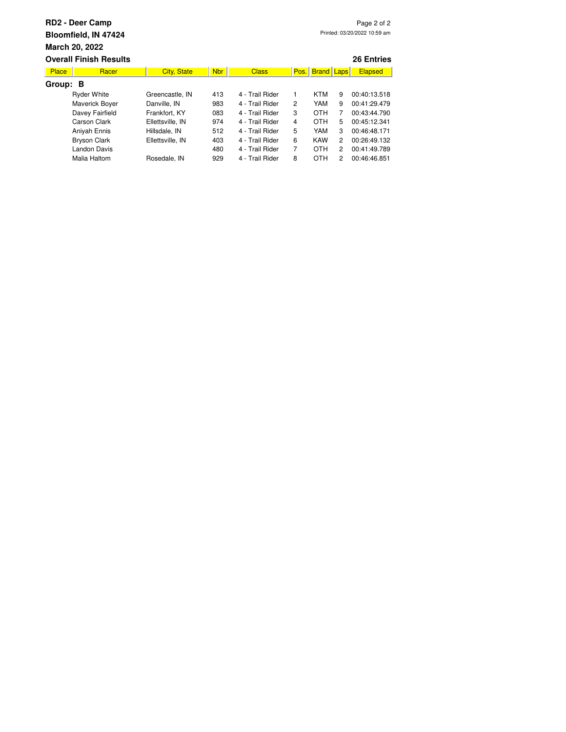**RD2 - Deer Camp**

**Bloomfield, IN 47424**

**March 20, 2022**

**Overall Finish Results** — **26 Entries**

| Place | Racer | City, State | Nbr | Class | Pos. | Brand | Laps | Elapsed |
|---|---|---|---|---|---|---|---|---|
| **Group: B** | | | | | | | | |
| | Ryder White | Greencastle, IN | 413 | 4 - Trail Rider | 1 | KTM | 9 | 00:40:13.518 |
| | Maverick Boyer | Danville, IN | 983 | 4 - Trail Rider | 2 | YAM | 9 | 00:41:29.479 |
| | Davey Fairfield | Frankfort, KY | 083 | 4 - Trail Rider | 3 | OTH | 7 | 00:43:44.790 |
| | Carson Clark | Ellettsville, IN | 974 | 4 - Trail Rider | 4 | OTH | 5 | 00:45:12.341 |
| | Aniyah Ennis | Hillsdale, IN | 512 | 4 - Trail Rider | 5 | YAM | 3 | 00:46:48.171 |
| | Bryson Clark | Ellettsville, IN | 403 | 4 - Trail Rider | 6 | KAW | 2 | 00:26:49.132 |
| | Landon Davis | | 480 | 4 - Trail Rider | 7 | OTH | 2 | 00:41:49.789 |
| | Malia Haltom | Rosedale, IN | 929 | 4 - Trail Rider | 8 | OTH | 2 | 00:46:46.851 |